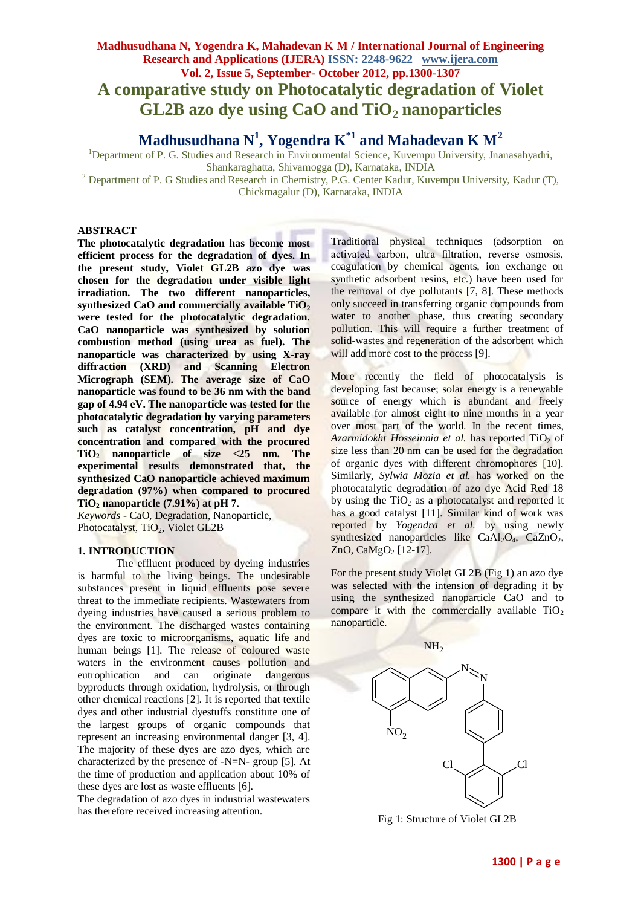# A comparative study on Photocatalytic degradation of Violet GL2B azo dye using CaO and $TiO_2$ nanoparticles

## Madhusudhana N[1], Yogendra K[*1] and Mahadevan K M[2]

[1]Department of P. G. Studies and Research in Environmental Science, Kuvempu University, Jnanasahyadri, Shankaraghatta, Shivamogga (D), Karnataka, INDIA

[2] Department of P. G Studies and Research in Chemistry, P.G. Center Kadur, Kuvempu University, Kadur (T), Chickmagalur (D), Karnataka, INDIA

### ABSTRACT

**The photocatalytic degradation has become most efficient process for the degradation of dyes. In the present study, Violet GL2B azo dye was chosen for the degradation under visible light irradiation. The two different nanoparticles, synthesized CaO and commercially available $TiO_2$ were tested for the photocatalytic degradation. CaO nanoparticle was synthesized by solution combustion method (using urea as fuel). The nanoparticle was characterized by using X-ray diffraction (XRD) and Scanning Electron Micrograph (SEM). The average size of CaO nanoparticle was found to be 36 nm with the band gap of 4.94 eV. The nanoparticle was tested for the photocatalytic degradation by varying parameters such as catalyst concentration, pH and dye concentration and compared with the procured $TiO_2$ nanoparticle of size <25 nm. The experimental results demonstrated that, the synthesized CaO nanoparticle achieved maximum degradation (97%) when compared to procured $TiO_2$ nanoparticle (7.91%) at pH 7.**

*Keywords* - CaO, Degradation, Nanoparticle, Photocatalyst, $TiO_2$, Violet GL2B

### 1. INTRODUCTION

The effluent produced by dyeing industries is harmful to the living beings. The undesirable substances present in liquid effluents pose severe threat to the immediate recipients. Wastewaters from dyeing industries have caused a serious problem to the environment. The discharged wastes containing dyes are toxic to microorganisms, aquatic life and human beings [1]. The release of coloured waste waters in the environment causes pollution and eutrophication and can originate dangerous byproducts through oxidation, hydrolysis, or through other chemical reactions [2]. It is reported that textile dyes and other industrial dyestuffs constitute one of the largest groups of organic compounds that represent an increasing environmental danger [3, 4]. The majority of these dyes are azo dyes, which are characterized by the presence of -N=N- group [5]. At the time of production and application about 10% of these dyes are lost as waste effluents [6].

The degradation of azo dyes in industrial wastewaters has therefore received increasing attention.

Traditional physical techniques (adsorption on activated carbon, ultra filtration, reverse osmosis, coagulation by chemical agents, ion exchange on synthetic adsorbent resins, etc.) have been used for the removal of dye pollutants [7, 8]. These methods only succeed in transferring organic compounds from water to another phase, thus creating secondary pollution. This will require a further treatment of solid-wastes and regeneration of the adsorbent which will add more cost to the process [9].

More recently the field of photocatalysis is developing fast because; solar energy is a renewable source of energy which is abundant and freely available for almost eight to nine months in a year over most part of the world. In the recent times, *Azarmidokht Hosseinnia et al.* has reported $TiO_2$ of size less than 20 nm can be used for the degradation of organic dyes with different chromophores [10]. Similarly, *Sylwia Mozia et al.* has worked on the photocatalytic degradation of azo dye Acid Red 18 by using the $TiO_2$ as a photocatalyst and reported it has a good catalyst [11]. Similar kind of work was reported by *Yogendra et al.* by using newly synthesized nanoparticles like $CaAl_2O_4$, $CaZnO_2$, ZnO, $CaMgO_2$ [12-17].

For the present study Violet GL2B (Fig 1) an azo dye was selected with the intension of degrading it by using the synthesized nanoparticle CaO and to compare it with the commercially available $TiO_2$ nanoparticle.

Fig 1: Structure of Violet GL2B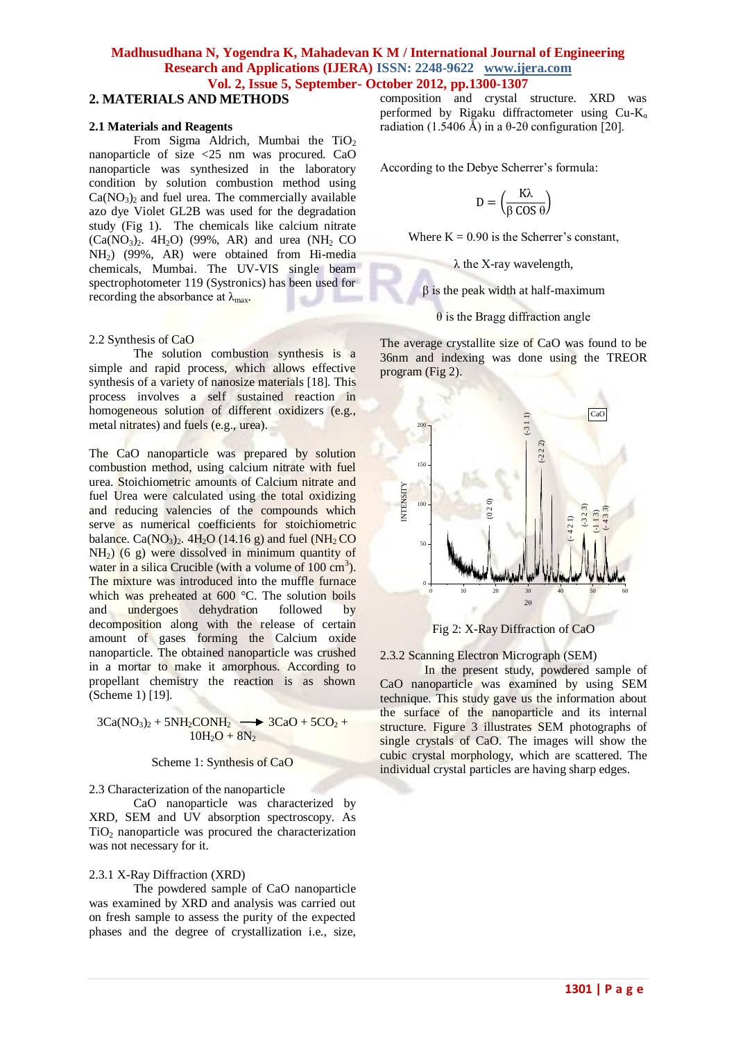## 2. MATERIALS AND METHODS

### 2.1 Materials and Reagents

From Sigma Aldrich, Mumbai the $TiO_2$ nanoparticle of size <25 nm was procured. CaO nanoparticle was synthesized in the laboratory condition by solution combustion method using $Ca(NO_3)_2$ and fuel urea. The commercially available azo dye Violet GL2B was used for the degradation study (Fig 1). The chemicals like calcium nitrate ($Ca(NO_3)_2$. $4H_2O$) (99%, AR) and urea ($NH_2$ CO $NH_2$) (99%, AR) were obtained from Hi-media chemicals, Mumbai. The UV-VIS single beam spectrophotometer 119 (Systronics) has been used for recording the absorbance at $\lambda_{max}$.

2.2 Synthesis of CaO

The solution combustion synthesis is a simple and rapid process, which allows effective synthesis of a variety of nanosize materials [18]. This process involves a self sustained reaction in homogeneous solution of different oxidizers (e.g., metal nitrates) and fuels (e.g., urea).

The CaO nanoparticle was prepared by solution combustion method, using calcium nitrate with fuel urea. Stoichiometric amounts of Calcium nitrate and fuel Urea were calculated using the total oxidizing and reducing valencies of the compounds which serve as numerical coefficients for stoichiometric balance. $Ca(NO_3)_2$. $4H_2O$ (14.16 g) and fuel ($NH_2$ CO $NH_2$) (6 g) were dissolved in minimum quantity of water in a silica Crucible (with a volume of 100 $cm^3$). The mixture was introduced into the muffle furnace which was preheated at 600 °C. The solution boils and undergoes dehydration followed by decomposition along with the release of certain amount of gases forming the Calcium oxide nanoparticle. The obtained nanoparticle was crushed in a mortar to make it amorphous. According to propellant chemistry the reaction is as shown (Scheme 1) [19].

$$3Ca(NO_3)_2 + 5NH_2CONH_2 \longrightarrow 3CaO + 5CO_2 + 10H_2O + 8N_2$$

Scheme 1: Synthesis of CaO

2.3 Characterization of the nanoparticle

CaO nanoparticle was characterized by XRD, SEM and UV absorption spectroscopy. As $TiO_2$ nanoparticle was procured the characterization was not necessary for it.

2.3.1 X-Ray Diffraction (XRD)

The powdered sample of CaO nanoparticle was examined by XRD and analysis was carried out on fresh sample to assess the purity of the expected phases and the degree of crystallization i.e., size, composition and crystal structure. XRD was performed by Rigaku diffractometer using Cu-$K_\alpha$ radiation (1.5406 Å) in a θ-2θ configuration [20].

According to the Debye Scherrer's formula:

$$D = \left(\frac{K\lambda}{\beta \cos \theta}\right)$$

Where K = 0.90 is the Scherrer's constant,

λ the X-ray wavelength,

β is the peak width at half-maximum

θ is the Bragg diffraction angle

The average crystallite size of CaO was found to be 36nm and indexing was done using the TREOR program (Fig 2).

Fig 2: X-Ray Diffraction of CaO

2.3.2 Scanning Electron Micrograph (SEM)

In the present study, powdered sample of CaO nanoparticle was examined by using SEM technique. This study gave us the information about the surface of the nanoparticle and its internal structure. Figure 3 illustrates SEM photographs of single crystals of CaO. The images will show the cubic crystal morphology, which are scattered. The individual crystal particles are having sharp edges.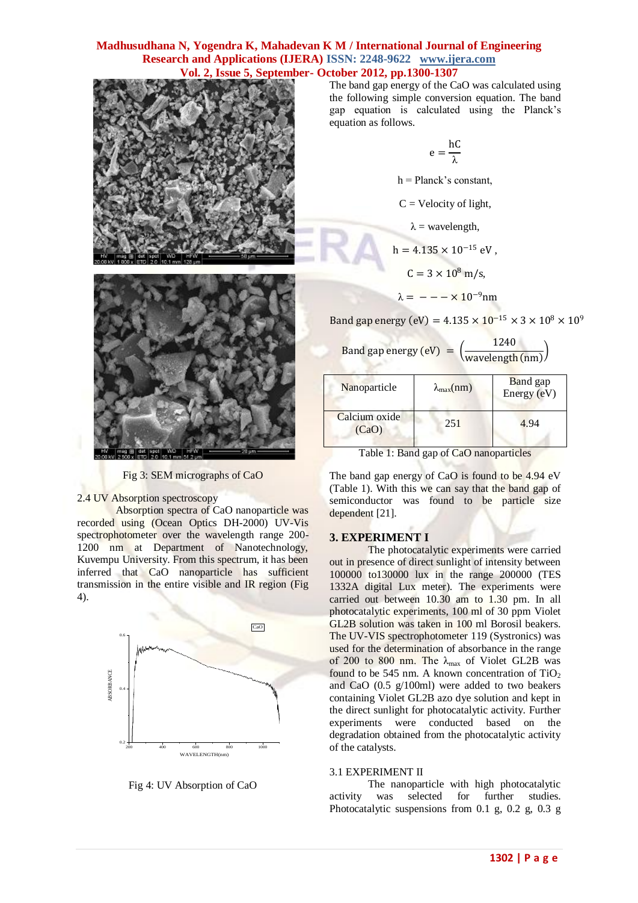Fig 3: SEM micrographs of CaO

2.4 UV Absorption spectroscopy

Absorption spectra of CaO nanoparticle was recorded using (Ocean Optics DH-2000) UV-Vis spectrophotometer over the wavelength range 200-1200 nm at Department of Nanotechnology, Kuvempu University. From this spectrum, it has been inferred that CaO nanoparticle has sufficient transmission in the entire visible and IR region (Fig 4).

Fig 4: UV Absorption of CaO

The band gap energy of the CaO was calculated using the following simple conversion equation. The band gap equation is calculated using the Planck's equation as follows.

$$e = \frac{hC}{\lambda}$$

h = Planck's constant,

C = Velocity of light,

$\lambda$ = wavelength,

$$h = 4.135 \times 10^{-15} \text{ eV},$$

$$C = 3 \times 10^{8} \text{ m/s},$$

$$\lambda = --- \times 10^{-9} \text{nm}$$

$$\text{Band gap energy (eV)} = 4.135 \times 10^{-15} \times 3 \times 10^{8} \times 10^{9}$$

$$\text{Band gap energy (eV)} = \left(\frac{1240}{\text{wavelength (nm)}}\right)$$

| Nanoparticle | $\lambda_{max}$(nm) | Band gap Energy (eV) |
|---|---|---|
| Calcium oxide (CaO) | 251 | 4.94 |

Table 1: Band gap of CaO nanoparticles

The band gap energy of CaO is found to be 4.94 eV (Table 1). With this we can say that the band gap of semiconductor was found to be particle size dependent [21].

## 3. EXPERIMENT I

The photocatalytic experiments were carried out in presence of direct sunlight of intensity between 100000 to130000 lux in the range 200000 (TES 1332A digital Lux meter). The experiments were carried out between 10.30 am to 1.30 pm. In all photocatalytic experiments, 100 ml of 30 ppm Violet GL2B solution was taken in 100 ml Borosil beakers. The UV-VIS spectrophotometer 119 (Systronics) was used for the determination of absorbance in the range of 200 to 800 nm. The $\lambda_{max}$ of Violet GL2B was found to be 545 nm. A known concentration of $TiO_2$ and CaO (0.5 g/100ml) were added to two beakers containing Violet GL2B azo dye solution and kept in the direct sunlight for photocatalytic activity. Further experiments were conducted based on the degradation obtained from the photocatalytic activity of the catalysts.

### 3.1 EXPERIMENT II

The nanoparticle with high photocatalytic activity was selected for further studies. Photocatalytic suspensions from 0.1 g, 0.2 g, 0.3 g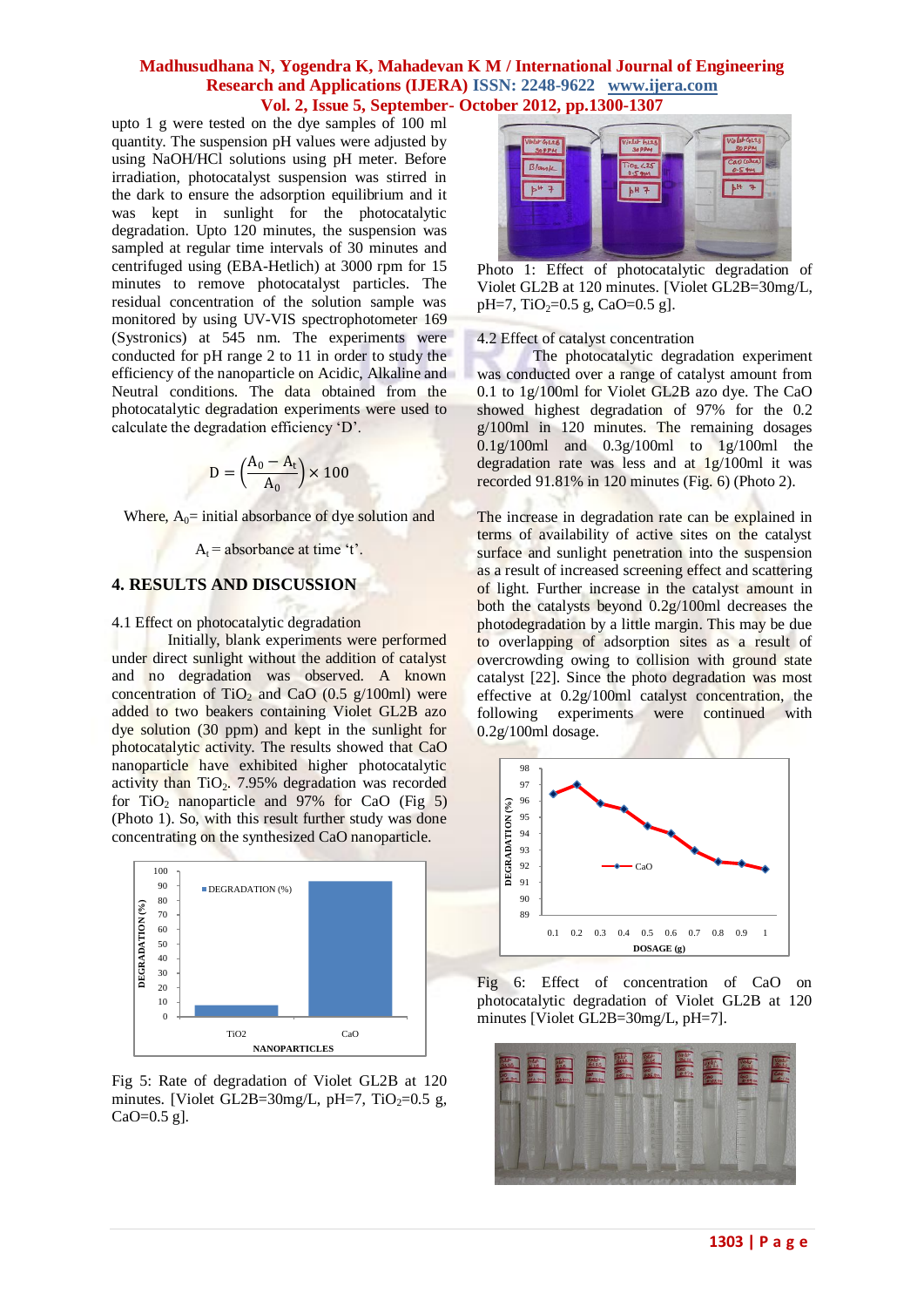upto 1 g were tested on the dye samples of 100 ml quantity. The suspension pH values were adjusted by using NaOH/HCl solutions using pH meter. Before irradiation, photocatalyst suspension was stirred in the dark to ensure the adsorption equilibrium and it was kept in sunlight for the photocatalytic degradation. Upto 120 minutes, the suspension was sampled at regular time intervals of 30 minutes and centrifuged using (EBA-Hetlich) at 3000 rpm for 15 minutes to remove photocatalyst particles. The residual concentration of the solution sample was monitored by using UV-VIS spectrophotometer 169 (Systronics) at 545 nm. The experiments were conducted for pH range 2 to 11 in order to study the efficiency of the nanoparticle on Acidic, Alkaline and Neutral conditions. The data obtained from the photocatalytic degradation experiments were used to calculate the degradation efficiency 'D'.

$$D = \left(\frac{A_0 - A_t}{A_0}\right) \times 100$$

Where, $A_0$= initial absorbance of dye solution and

$A_t$ = absorbance at time 't'.

## 4. RESULTS AND DISCUSSION

### 4.1 Effect on photocatalytic degradation

Initially, blank experiments were performed under direct sunlight without the addition of catalyst and no degradation was observed. A known concentration of $TiO_2$ and CaO (0.5 g/100ml) were added to two beakers containing Violet GL2B azo dye solution (30 ppm) and kept in the sunlight for photocatalytic activity. The results showed that CaO nanoparticle have exhibited higher photocatalytic activity than $TiO_2$. 7.95% degradation was recorded for $TiO_2$ nanoparticle and 97% for CaO (Fig 5) (Photo 1). So, with this result further study was done concentrating on the synthesized CaO nanoparticle.

Fig 5: Rate of degradation of Violet GL2B at 120 minutes. [Violet GL2B=30mg/L, pH=7, $TiO_2$=0.5 g, CaO=0.5 g].

Photo 1: Effect of photocatalytic degradation of Violet GL2B at 120 minutes. [Violet GL2B=30mg/L, pH=7, $TiO_2$=0.5 g, CaO=0.5 g].

### 4.2 Effect of catalyst concentration

The photocatalytic degradation experiment was conducted over a range of catalyst amount from 0.1 to 1g/100ml for Violet GL2B azo dye. The CaO showed highest degradation of 97% for the 0.2 g/100ml in 120 minutes. The remaining dosages 0.1g/100ml and 0.3g/100ml to 1g/100ml the degradation rate was less and at 1g/100ml it was recorded 91.81% in 120 minutes (Fig. 6) (Photo 2).

The increase in degradation rate can be explained in terms of availability of active sites on the catalyst surface and sunlight penetration into the suspension as a result of increased screening effect and scattering of light. Further increase in the catalyst amount in both the catalysts beyond 0.2g/100ml decreases the photodegradation by a little margin. This may be due to overlapping of adsorption sites as a result of overcrowding owing to collision with ground state catalyst [22]. Since the photo degradation was most effective at 0.2g/100ml catalyst concentration, the following experiments were continued with 0.2g/100ml dosage.

Fig 6: Effect of concentration of CaO on photocatalytic degradation of Violet GL2B at 120 minutes [Violet GL2B=30mg/L, pH=7].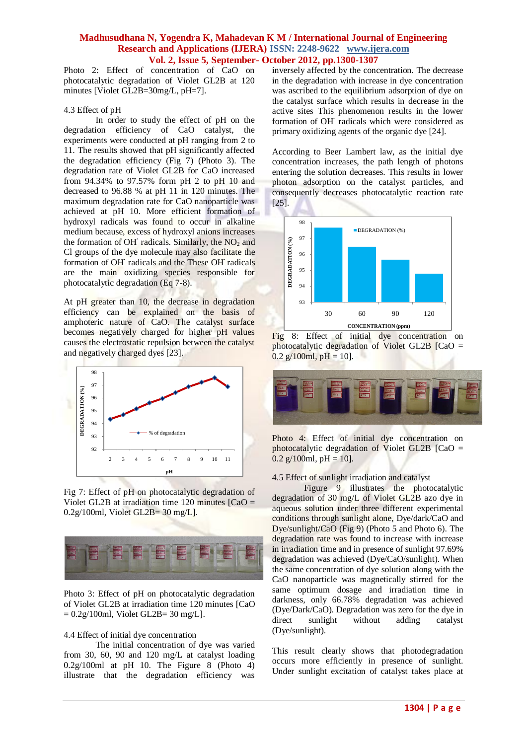Photo 2: Effect of concentration of CaO on photocatalytic degradation of Violet GL2B at 120 minutes [Violet GL2B=30mg/L, pH=7].

4.3 Effect of pH

In order to study the effect of pH on the degradation efficiency of CaO catalyst, the experiments were conducted at pH ranging from 2 to 11. The results showed that pH significantly affected the degradation efficiency (Fig 7) (Photo 3). The degradation rate of Violet GL2B for CaO increased from 94.34% to 97.57% form pH 2 to pH 10 and decreased to 96.88 % at pH 11 in 120 minutes. The maximum degradation rate for CaO nanoparticle was achieved at pH 10. More efficient formation of hydroxyl radicals was found to occur in alkaline medium because, excess of hydroxyl anions increases the formation of $OH^{\cdot}$ radicals. Similarly, the $NO_2$ and Cl groups of the dye molecule may also facilitate the formation of $OH^{\cdot}$ radicals and the These $OH^{\cdot}$ radicals are the main oxidizing species responsible for photocatalytic degradation (Eq 7-8).

At pH greater than 10, the decrease in degradation efficiency can be explained on the basis of amphoteric nature of CaO. The catalyst surface becomes negatively charged for higher pH values causes the electrostatic repulsion between the catalyst and negatively charged dyes [23].

Fig 7: Effect of pH on photocatalytic degradation of Violet GL2B at irradiation time 120 minutes [CaO = 0.2g/100ml, Violet GL2B= 30 mg/L].

Photo 3: Effect of pH on photocatalytic degradation of Violet GL2B at irradiation time 120 minutes [CaO = 0.2g/100ml, Violet GL2B= 30 mg/L].

4.4 Effect of initial dye concentration

The initial concentration of dye was varied from 30, 60, 90 and 120 mg/L at catalyst loading 0.2g/100ml at pH 10. The Figure 8 (Photo 4) illustrate that the degradation efficiency was inversely affected by the concentration. The decrease in the degradation with increase in dye concentration was ascribed to the equilibrium adsorption of dye on the catalyst surface which results in decrease in the active sites This phenomenon results in the lower formation of $OH^{\cdot}$ radicals which were considered as primary oxidizing agents of the organic dye [24].

According to Beer Lambert law, as the initial dye concentration increases, the path length of photons entering the solution decreases. This results in lower photon adsorption on the catalyst particles, and consequently decreases photocatalytic reaction rate [25].

Fig 8: Effect of initial dye concentration on photocatalytic degradation of Violet GL2B [CaO = 0.2 g/100ml, pH = 10].

Photo 4: Effect of initial dye concentration on photocatalytic degradation of Violet GL2B [CaO = 0.2 g/100ml, pH = 10].

4.5 Effect of sunlight irradiation and catalyst

Figure 9 illustrates the photocatalytic degradation of 30 mg/L of Violet GL2B azo dye in aqueous solution under three different experimental conditions through sunlight alone, Dye/dark/CaO and Dye/sunlight/CaO (Fig 9) (Photo 5 and Photo 6). The degradation rate was found to increase with increase in irradiation time and in presence of sunlight 97.69% degradation was achieved (Dye/CaO/sunlight). When the same concentration of dye solution along with the CaO nanoparticle was magnetically stirred for the same optimum dosage and irradiation time in darkness, only 66.78% degradation was achieved (Dye/Dark/CaO). Degradation was zero for the dye in direct sunlight without adding catalyst (Dye/sunlight).

This result clearly shows that photodegradation occurs more efficiently in presence of sunlight. Under sunlight excitation of catalyst takes place at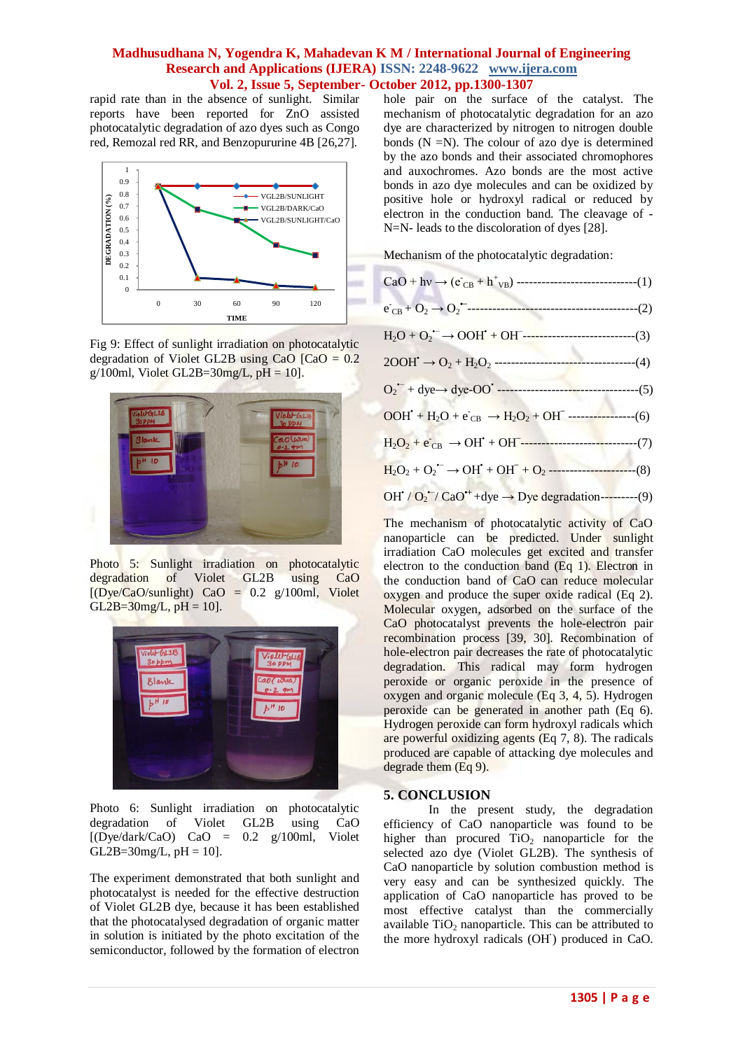rapid rate than in the absence of sunlight. Similar reports have been reported for ZnO assisted photocatalytic degradation of azo dyes such as Congo red, Remozal red RR, and Benzopururine 4B [26,27].

Fig 9: Effect of sunlight irradiation on photocatalytic degradation of Violet GL2B using CaO [CaO = 0.2 g/100ml, Violet GL2B=30mg/L, pH = 10].

Photo 5: Sunlight irradiation on photocatalytic degradation of Violet GL2B using CaO [(Dye/CaO/sunlight) CaO = 0.2 g/100ml, Violet GL2B=30mg/L, pH = 10].

Photo 6: Sunlight irradiation on photocatalytic degradation of Violet GL2B using CaO [(Dye/dark/CaO) CaO = 0.2 g/100ml, Violet GL2B=30mg/L, pH = 10].

The experiment demonstrated that both sunlight and photocatalyst is needed for the effective destruction of Violet GL2B dye, because it has been established that the photocatalysed degradation of organic matter in solution is initiated by the photo excitation of the semiconductor, followed by the formation of electron hole pair on the surface of the catalyst. The mechanism of photocatalytic degradation for an azo dye are characterized by nitrogen to nitrogen double bonds (N =N). The colour of azo dye is determined by the azo bonds and their associated chromophores and auxochromes. Azo bonds are the most active bonds in azo dye molecules and can be oxidized by positive hole or hydroxyl radical or reduced by electron in the conduction band. The cleavage of -N=N- leads to the discoloration of dyes [28].

Mechanism of the photocatalytic degradation:

$$CaO + h\nu \rightarrow (e^-_{CB} + h^+_{VB}) \quad (1)$$

$$e^-_{CB} + O_2 \rightarrow O_2^{\bullet-} \quad (2)$$

$$H_2O + O_2^{\bullet-} \rightarrow OOH^{\bullet} + OH^- \quad (3)$$

$$2OOH^{\bullet} \rightarrow O_2 + H_2O_2 \quad (4)$$

$$O_2^{\bullet-} + dye \rightarrow dye\text{-}OO^{\bullet} \quad (5)$$

$$OOH^{\bullet} + H_2O + e^-_{CB} \rightarrow H_2O_2 + OH^- \quad (6)$$

$$H_2O_2 + e^-_{CB} \rightarrow OH^{\bullet} + OH^- \quad (7)$$

$$H_2O_2 + O_2^{\bullet-} \rightarrow OH^{\bullet} + OH^- + O_2 \quad (8)$$

$$OH^{\bullet} / O_2^{\bullet-} / CaO^{\bullet+} + dye \rightarrow \text{Dye degradation} \quad (9)$$

The mechanism of photocatalytic activity of CaO nanoparticle can be predicted. Under sunlight irradiation CaO molecules get excited and transfer electron to the conduction band (Eq 1). Electron in the conduction band of CaO can reduce molecular oxygen and produce the super oxide radical (Eq 2). Molecular oxygen, adsorbed on the surface of the CaO photocatalyst prevents the hole-electron pair recombination process [39, 30]. Recombination of hole-electron pair decreases the rate of photocatalytic degradation. This radical may form hydrogen peroxide or organic peroxide in the presence of oxygen and organic molecule (Eq 3, 4, 5). Hydrogen peroxide can be generated in another path (Eq 6). Hydrogen peroxide can form hydroxyl radicals which are powerful oxidizing agents (Eq 7, 8). The radicals produced are capable of attacking dye molecules and degrade them (Eq 9).

## 5. CONCLUSION

In the present study, the degradation efficiency of CaO nanoparticle was found to be higher than procured $TiO_2$ nanoparticle for the selected azo dye (Violet GL2B). The synthesis of CaO nanoparticle by solution combustion method is very easy and can be synthesized quickly. The application of CaO nanoparticle has proved to be most effective catalyst than the commercially available $TiO_2$ nanoparticle. This can be attributed to the more hydroxyl radicals ($OH^{\cdot}$) produced in CaO.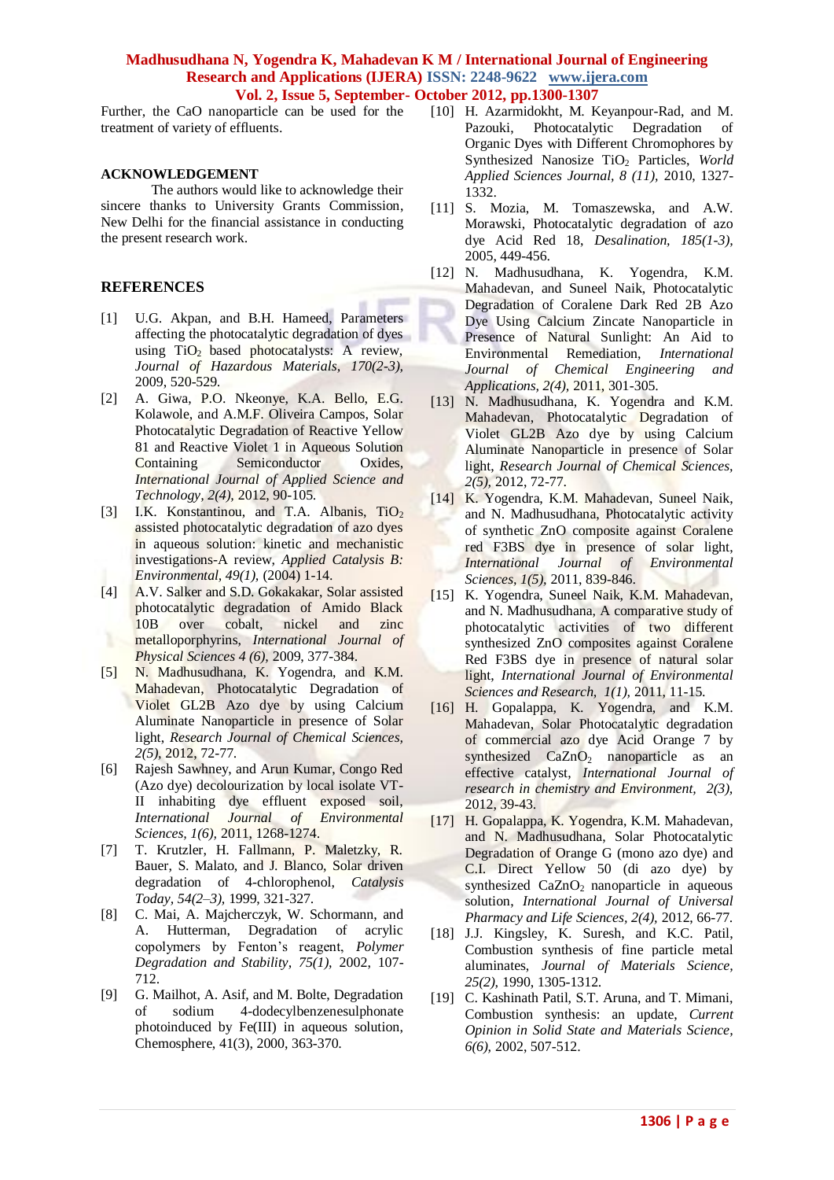Further, the CaO nanoparticle can be used for the treatment of variety of effluents.

## ACKNOWLEDGEMENT

The authors would like to acknowledge their sincere thanks to University Grants Commission, New Delhi for the financial assistance in conducting the present research work.

## REFERENCES

[1] U.G. Akpan, and B.H. Hameed, Parameters affecting the photocatalytic degradation of dyes using $TiO_2$ based photocatalysts: A review, *Journal of Hazardous Materials, 170(2-3),* 2009, 520-529.

[2] A. Giwa, P.O. Nkeonye, K.A. Bello, E.G. Kolawole, and A.M.F. Oliveira Campos, Solar Photocatalytic Degradation of Reactive Yellow 81 and Reactive Violet 1 in Aqueous Solution Containing Semiconductor Oxides, *International Journal of Applied Science and Technology, 2(4),* 2012, 90-105.

[3] I.K. Konstantinou, and T.A. Albanis, $TiO_2$ assisted photocatalytic degradation of azo dyes in aqueous solution: kinetic and mechanistic investigations-A review, *Applied Catalysis B: Environmental, 49(1),* (2004) 1-14.

[4] A.V. Salker and S.D. Gokakakar, Solar assisted photocatalytic degradation of Amido Black 10B over cobalt, nickel and zinc metalloporphyrins, *International Journal of Physical Sciences 4 (6),* 2009, 377-384.

[5] N. Madhusudhana, K. Yogendra, and K.M. Mahadevan, Photocatalytic Degradation of Violet GL2B Azo dye by using Calcium Aluminate Nanoparticle in presence of Solar light, *Research Journal of Chemical Sciences, 2(5),* 2012, 72-77.

[6] Rajesh Sawhney, and Arun Kumar, Congo Red (Azo dye) decolourization by local isolate VT-II inhabiting dye effluent exposed soil, *International Journal of Environmental Sciences, 1(6),* 2011, 1268-1274.

[7] T. Krutzler, H. Fallmann, P. Maletzky, R. Bauer, S. Malato, and J. Blanco, Solar driven degradation of 4-chlorophenol, *Catalysis Today, 54(2–3),* 1999, 321-327.

[8] C. Mai, A. Majcherczyk, W. Schormann, and A. Hutterman, Degradation of acrylic copolymers by Fenton's reagent, *Polymer Degradation and Stability, 75(1),* 2002, 107-712.

[9] G. Mailhot, A. Asif, and M. Bolte, Degradation of sodium 4-dodecylbenzenesulphonate photoinduced by Fe(III) in aqueous solution, Chemosphere, 41(3), 2000, 363-370.

[10] H. Azarmidokht, M. Keyanpour-Rad, and M. Pazouki, Photocatalytic Degradation of Organic Dyes with Different Chromophores by Synthesized Nanosize $TiO_2$ Particles, *World Applied Sciences Journal, 8 (11),* 2010, 1327-1332.

[11] S. Mozia, M. Tomaszewska, and A.W. Morawski, Photocatalytic degradation of azo dye Acid Red 18, *Desalination, 185(1-3),* 2005, 449-456.

[12] N. Madhusudhana, K. Yogendra, K.M. Mahadevan, and Suneel Naik, Photocatalytic Degradation of Coralene Dark Red 2B Azo Dye Using Calcium Zincate Nanoparticle in Presence of Natural Sunlight: An Aid to Environmental Remediation, *International Journal of Chemical Engineering and Applications, 2(4),* 2011, 301-305.

[13] N. Madhusudhana, K. Yogendra and K.M. Mahadevan, Photocatalytic Degradation of Violet GL2B Azo dye by using Calcium Aluminate Nanoparticle in presence of Solar light, *Research Journal of Chemical Sciences, 2(5),* 2012, 72-77.

[14] K. Yogendra, K.M. Mahadevan, Suneel Naik, and N. Madhusudhana, Photocatalytic activity of synthetic ZnO composite against Coralene red F3BS dye in presence of solar light, *International Journal of Environmental Sciences, 1(5),* 2011, 839-846.

[15] K. Yogendra, Suneel Naik, K.M. Mahadevan, and N. Madhusudhana, A comparative study of photocatalytic activities of two different synthesized ZnO composites against Coralene Red F3BS dye in presence of natural solar light, *International Journal of Environmental Sciences and Research, 1(1),* 2011, 11-15.

[16] H. Gopalappa, K. Yogendra, and K.M. Mahadevan, Solar Photocatalytic degradation of commercial azo dye Acid Orange 7 by synthesized $CaZnO_2$ nanoparticle as an effective catalyst, *International Journal of research in chemistry and Environment, 2(3),* 2012, 39-43.

[17] H. Gopalappa, K. Yogendra, K.M. Mahadevan, and N. Madhusudhana, Solar Photocatalytic Degradation of Orange G (mono azo dye) and C.I. Direct Yellow 50 (di azo dye) by synthesized $CaZnO_2$ nanoparticle in aqueous solution, *International Journal of Universal Pharmacy and Life Sciences, 2(4),* 2012, 66-77.

[18] J.J. Kingsley, K. Suresh, and K.C. Patil, Combustion synthesis of fine particle metal aluminates, *Journal of Materials Science, 25(2),* 1990, 1305-1312.

[19] C. Kashinath Patil, S.T. Aruna, and T. Mimani, Combustion synthesis: an update, *Current Opinion in Solid State and Materials Science, 6(6),* 2002, 507-512.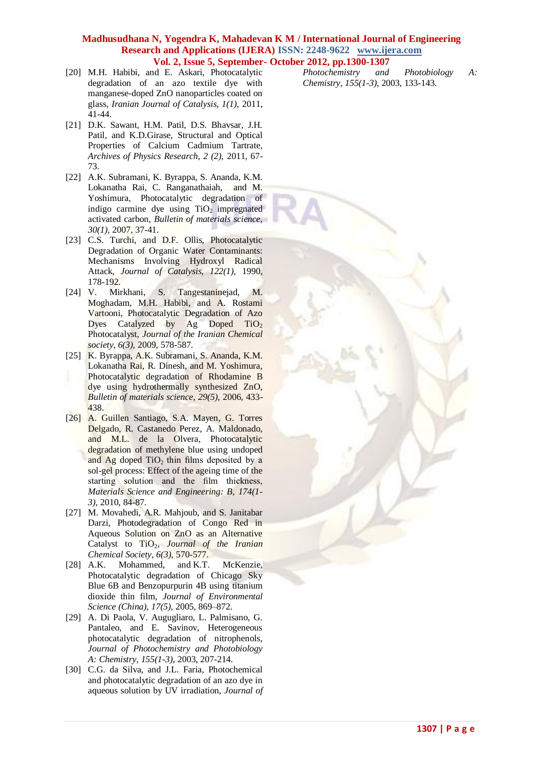[20] M.H. Habibi, and E. Askari, Photocatalytic degradation of an azo textile dye with manganese-doped ZnO nanoparticles coated on glass, *Iranian Journal of Catalysis, 1(1),* 2011, 41-44.

[21] D.K. Sawant, H.M. Patil, D.S. Bhavsar, J.H. Patil, and K.D.Girase, Structural and Optical Properties of Calcium Cadmium Tartrate, *Archives of Physics Research, 2 (2),* 2011, 67-73.

[22] A.K. Subramani, K. Byrappa, S. Ananda, K.M. Lokanatha Rai, C. Ranganathaiah, and M. Yoshimura, Photocatalytic degradation of indigo carmine dye using $TiO_2$ impregnated activated carbon, *Bulletin of materials science, 30(1),* 2007, 37-41.

[23] C.S. Turchi, and D.F. Ollis, Photocatalytic Degradation of Organic Water Contaminants: Mechanisms Involving Hydroxyl Radical Attack, *Journal of Catalysis, 122(1),* 1990, 178-192.

[24] V. Mirkhani, S. Tangestaninejad, M. Moghadam, M.H. Habibi, and A. Rostami Vartooni, Photocatalytic Degradation of Azo Dyes Catalyzed by Ag Doped $TiO_2$ Photocatalyst, *Journal of the Iranian Chemical society, 6(3),* 2009, 578-587.

[25] K. Byrappa, A.K. Subramani, S. Ananda, K.M. Lokanatha Rai, R. Dinesh, and M. Yoshimura, Photocatalytic degradation of Rhodamine B dye using hydrothermally synthesized ZnO, *Bulletin of materials science, 29(5),* 2006, 433-438.

[26] A. Guillen Santiago, S.A. Mayen, G. Torres Delgado, R. Castanedo Perez, A. Maldonado, and M.L. de la Olvera, Photocatalytic degradation of methylene blue using undoped and Ag doped $TiO_2$ thin films deposited by a sol-gel process: Effect of the ageing time of the starting solution and the film thickness, *Materials Science and Engineering: B, 174(1-3),* 2010, 84-87.

[27] M. Movahedi, A.R. Mahjoub, and S. Janitabar Darzi, Photodegradation of Congo Red in Aqueous Solution on ZnO as an Alternative Catalyst to $TiO_2$, *Journal of the Iranian Chemical Society, 6(3),* 570-577.

[28] A.K. Mohammed, and K.T. McKenzie, Photocatalytic degradation of Chicago Sky Blue 6B and Benzopurpurin 4B using titanium dioxide thin film, *Journal of Environmental Science (China), 17(5),* 2005, 869–872.

[29] A. Di Paola, V. Augugliaro, L. Palmisano, G. Pantaleo, and E. Savinov, Heterogeneous photocatalytic degradation of nitrophenols, *Journal of Photochemistry and Photobiology A: Chemistry, 155(1-3),* 2003, 207-214.

[30] C.G. da Silva, and J.L. Faria, Photochemical and photocatalytic degradation of an azo dye in aqueous solution by UV irradiation, *Journal of Photochemistry and Photobiology A: Chemistry, 155(1-3),* 2003, 133-143.